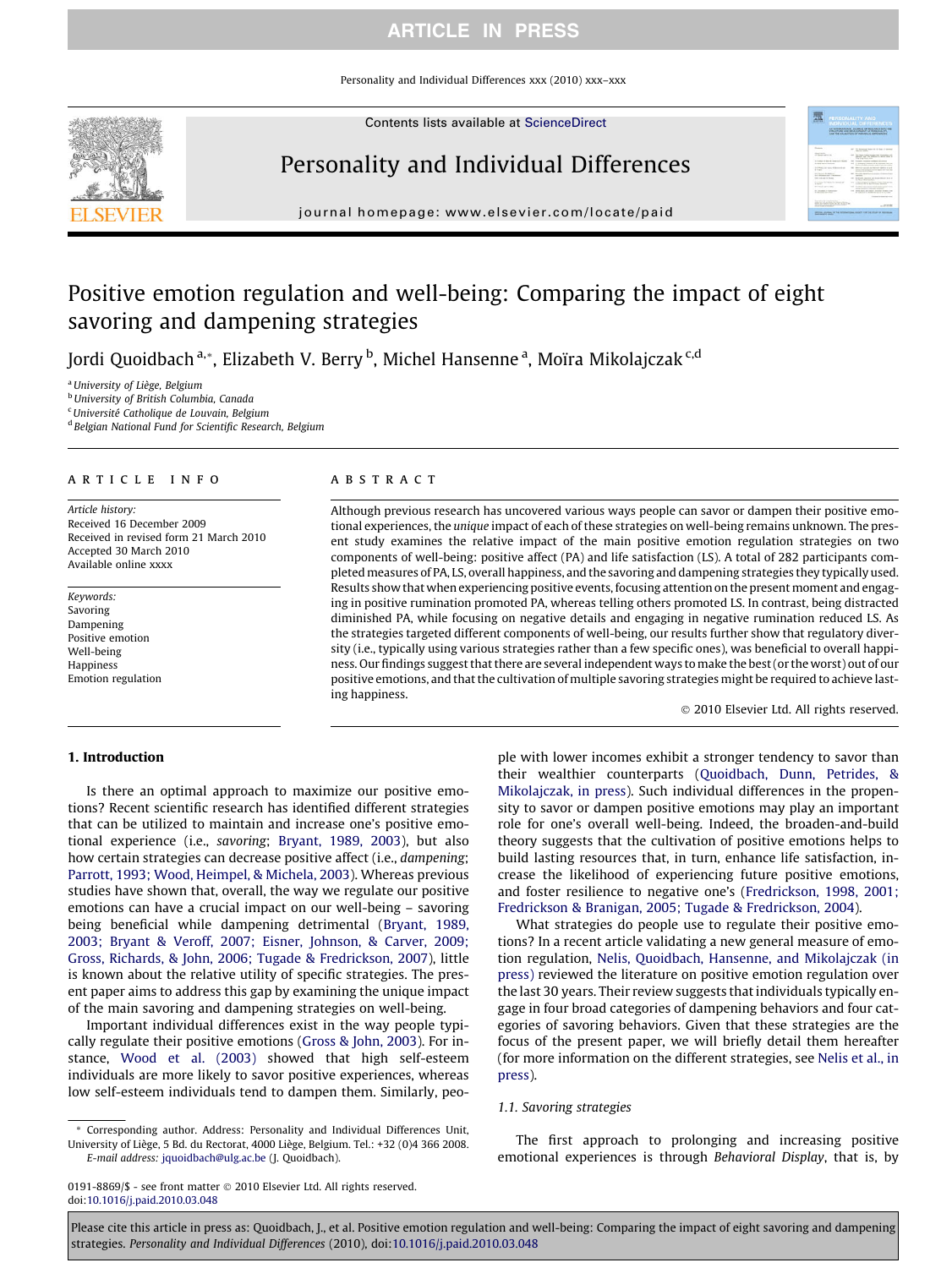# Positive emotion regulation and well-being: Comparing the impact of eight savoring and dampening strategies

Jordi Quoidbach [a,*], Elizabeth V. Berry [b], Michel Hansenne [a], Moïra Mikolajczak [c,d]

[a] University of Liège, Belgium
[b] University of British Columbia, Canada
[c] Université Catholique de Louvain, Belgium
[d] Belgian National Fund for Scientific Research, Belgium

## ARTICLE INFO

*Article history:*
Received 16 December 2009
Received in revised form 21 March 2010
Accepted 30 March 2010
Available online xxxx

*Keywords:*
Savoring
Dampening
Positive emotion
Well-being
Happiness
Emotion regulation

## ABSTRACT

Although previous research has uncovered various ways people can savor or dampen their positive emotional experiences, the *unique* impact of each of these strategies on well-being remains unknown. The present study examines the relative impact of the main positive emotion regulation strategies on two components of well-being: positive affect (PA) and life satisfaction (LS). A total of 282 participants completed measures of PA, LS, overall happiness, and the savoring and dampening strategies they typically used. Results show that when experiencing positive events, focusing attention on the present moment and engaging in positive rumination promoted PA, whereas telling others promoted LS. In contrast, being distracted diminished PA, while focusing on negative details and engaging in negative rumination reduced LS. As the strategies targeted different components of well-being, our results further show that regulatory diversity (i.e., typically using various strategies rather than a few specific ones), was beneficial to overall happiness. Our findings suggest that there are several independent ways to make the best (or the worst) out of our positive emotions, and that the cultivation of multiple savoring strategies might be required to achieve lasting happiness.

© 2010 Elsevier Ltd. All rights reserved.

## 1. Introduction

Is there an optimal approach to maximize our positive emotions? Recent scientific research has identified different strategies that can be utilized to maintain and increase one's positive emotional experience (i.e., *savoring*; Bryant, 1989, 2003), but also how certain strategies can decrease positive affect (i.e., *dampening*; Parrott, 1993; Wood, Heimpel, & Michela, 2003). Whereas previous studies have shown that, overall, the way we regulate our positive emotions can have a crucial impact on our well-being – savoring being beneficial while dampening detrimental (Bryant, 1989, 2003; Bryant & Veroff, 2007; Eisner, Johnson, & Carver, 2009; Gross, Richards, & John, 2006; Tugade & Fredrickson, 2007), little is known about the relative utility of specific strategies. The present paper aims to address this gap by examining the unique impact of the main savoring and dampening strategies on well-being.

Important individual differences exist in the way people typically regulate their positive emotions (Gross & John, 2003). For instance, Wood et al. (2003) showed that high self-esteem individuals are more likely to savor positive experiences, whereas low self-esteem individuals tend to dampen them. Similarly, people with lower incomes exhibit a stronger tendency to savor than their wealthier counterparts (Quoidbach, Dunn, Petrides, & Mikolajczak, in press). Such individual differences in the propensity to savor or dampen positive emotions may play an important role for one's overall well-being. Indeed, the broaden-and-build theory suggests that the cultivation of positive emotions helps to build lasting resources that, in turn, enhance life satisfaction, increase the likelihood of experiencing future positive emotions, and foster resilience to negative one's (Fredrickson, 1998, 2001; Fredrickson & Branigan, 2005; Tugade & Fredrickson, 2004).

What strategies do people use to regulate their positive emotions? In a recent article validating a new general measure of emotion regulation, Nelis, Quoidbach, Hansenne, and Mikolajczak (in press) reviewed the literature on positive emotion regulation over the last 30 years. Their review suggests that individuals typically engage in four broad categories of dampening behaviors and four categories of savoring behaviors. Given that these strategies are the focus of the present paper, we will briefly detail them hereafter (for more information on the different strategies, see Nelis et al., in press).

### 1.1. Savoring strategies

The first approach to prolonging and increasing positive emotional experiences is through *Behavioral Display*, that is, by

---

\* Corresponding author. Address: Personality and Individual Differences Unit, University of Liège, 5 Bd. du Rectorat, 4000 Liège, Belgium. Tel.: +32 (0)4 366 2008.
E-mail address: jquoidbach@ulg.ac.be (J. Quoidbach).

0191-8869/$ - see front matter © 2010 Elsevier Ltd. All rights reserved.
doi:10.1016/j.paid.2010.03.048

Please cite this article in press as: Quoidbach, J., et al. Positive emotion regulation and well-being: Comparing the impact of eight savoring and dampening strategies. *Personality and Individual Differences* (2010), doi:10.1016/j.paid.2010.03.048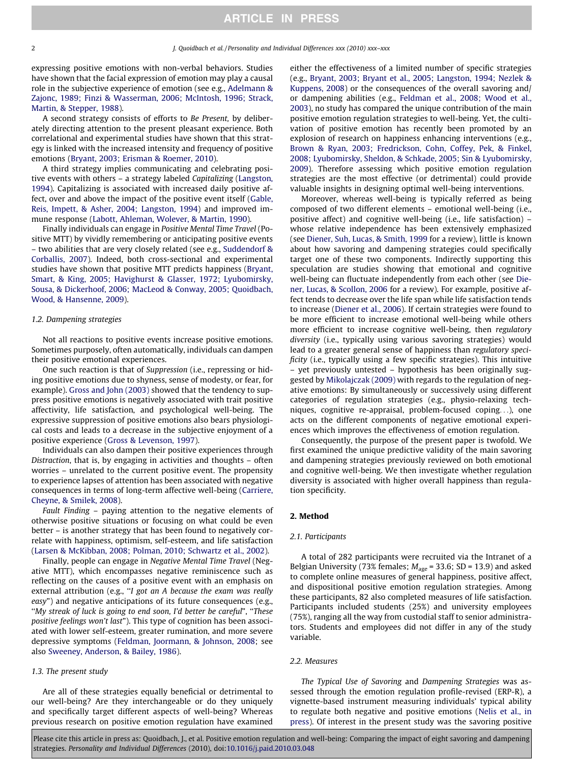expressing positive emotions with non-verbal behaviors. Studies have shown that the facial expression of emotion may play a causal role in the subjective experience of emotion (see e.g., Adelmann & Zajonc, 1989; Finzi & Wasserman, 2006; McIntosh, 1996; Strack, Martin, & Stepper, 1988).

A second strategy consists of efforts to *Be Present*, by deliberately directing attention to the present pleasant experience. Both correlational and experimental studies have shown that this strategy is linked with the increased intensity and frequency of positive emotions (Bryant, 2003; Erisman & Roemer, 2010).

A third strategy implies communicating and celebrating positive events with others – a strategy labeled *Capitalizing* (Langston, 1994). Capitalizing is associated with increased daily positive affect, over and above the impact of the positive event itself (Gable, Reis, Impett, & Asher, 2004; Langston, 1994) and improved immune response (Labott, Ahleman, Wolever, & Martin, 1990).

Finally individuals can engage in *Positive Mental Time Travel* (Positive MTT) by vividly remembering or anticipating positive events – two abilities that are very closely related (see e.g., Suddendorf & Corballis, 2007). Indeed, both cross-sectional and experimental studies have shown that positive MTT predicts happiness (Bryant, Smart, & King, 2005; Havighurst & Glasser, 1972; Lyubomirsky, Sousa, & Dickerhoof, 2006; MacLeod & Conway, 2005; Quoidbach, Wood, & Hansenne, 2009).

### 1.2. Dampening strategies

Not all reactions to positive events increase positive emotions. Sometimes purposely, often automatically, individuals can dampen their positive emotional experiences.

One such reaction is that of *Suppression* (i.e., repressing or hiding positive emotions due to shyness, sense of modesty, or fear, for example). Gross and John (2003) showed that the tendency to suppress positive emotions is negatively associated with trait positive affectivity, life satisfaction, and psychological well-being. The expressive suppression of positive emotions also bears physiological costs and leads to a decrease in the subjective enjoyment of a positive experience (Gross & Levenson, 1997).

Individuals can also dampen their positive experiences through *Distraction*, that is, by engaging in activities and thoughts – often worries – unrelated to the current positive event. The propensity to experience lapses of attention has been associated with negative consequences in terms of long-term affective well-being (Carriere, Cheyne, & Smilek, 2008).

*Fault Finding* – paying attention to the negative elements of otherwise positive situations or focusing on what could be even better – is another strategy that has been found to negatively correlate with happiness, optimism, self-esteem, and life satisfaction (Larsen & McKibban, 2008; Polman, 2010; Schwartz et al., 2002).

Finally, people can engage in *Negative Mental Time Travel* (Negative MTT), which encompasses negative reminiscence such as reflecting on the causes of a positive event with an emphasis on external attribution (e.g., "*I got an A because the exam was really easy*") and negative anticipations of its future consequences (e.g., "*My streak of luck is going to end soon, I'd better be careful*", "*These positive feelings won't last*"). This type of cognition has been associated with lower self-esteem, greater rumination, and more severe depressive symptoms (Feldman, Joormann, & Johnson, 2008; see also Sweeney, Anderson, & Bailey, 1986).

### 1.3. The present study

Are all of these strategies equally beneficial or detrimental to our well-being? Are they interchangeable or do they uniquely and specifically target different aspects of well-being? Whereas previous research on positive emotion regulation have examined either the effectiveness of a limited number of specific strategies (e.g., Bryant, 2003; Bryant et al., 2005; Langston, 1994; Nezlek & Kuppens, 2008) or the consequences of the overall savoring and/or dampening abilities (e.g., Feldman et al., 2008; Wood et al., 2003), no study has compared the unique contribution of the main positive emotion regulation strategies to well-being. Yet, the cultivation of positive emotion has recently been promoted by an explosion of research on happiness enhancing interventions (e.g., Brown & Ryan, 2003; Fredrickson, Cohn, Coffey, Pek, & Finkel, 2008; Lyubomirsky, Sheldon, & Schkade, 2005; Sin & Lyubomirsky, 2009). Therefore assessing which positive emotion regulation strategies are the most effective (or detrimental) could provide valuable insights in designing optimal well-being interventions.

Moreover, whereas well-being is typically referred as being composed of two different elements – emotional well-being (i.e., positive affect) and cognitive well-being (i.e., life satisfaction) – whose relative independence has been extensively emphasized (see Diener, Suh, Lucas, & Smith, 1999 for a review), little is known about how savoring and dampening strategies could specifically target one of these two components. Indirectly supporting this speculation are studies showing that emotional and cognitive well-being can fluctuate independently from each other (see Diener, Lucas, & Scollon, 2006 for a review). For example, positive affect tends to decrease over the life span while life satisfaction tends to increase (Diener et al., 2006). If certain strategies were found to be more efficient to increase emotional well-being while others more efficient to increase cognitive well-being, then *regulatory diversity* (i.e., typically using various savoring strategies) would lead to a greater general sense of happiness than *regulatory specificity* (i.e., typically using a few specific strategies). This intuitive – yet previously untested – hypothesis has been originally suggested by Mikolajczak (2009) with regards to the regulation of negative emotions: By simultaneously or successively using different categories of regulation strategies (e.g., physio-relaxing techniques, cognitive re-appraisal, problem-focused coping...), one acts on the different components of negative emotional experiences which improves the effectiveness of emotion regulation.

Consequently, the purpose of the present paper is twofold. We first examined the unique predictive validity of the main savoring and dampening strategies previously reviewed on both emotional and cognitive well-being. We then investigate whether regulation diversity is associated with higher overall happiness than regulation specificity.

## 2. Method

### 2.1. Participants

A total of 282 participants were recruited via the Intranet of a Belgian University (73% females; $M_{age}$ = 33.6; SD = 13.9) and asked to complete online measures of general happiness, positive affect, and dispositional positive emotion regulation strategies. Among these participants, 82 also completed measures of life satisfaction. Participants included students (25%) and university employees (75%), ranging all the way from custodial staff to senior administrators. Students and employees did not differ in any of the study variable.

### 2.2. Measures

*The Typical Use of Savoring* and *Dampening Strategies* was assessed through the emotion regulation profile-revised (ERP-R), a vignette-based instrument measuring individuals' typical ability to regulate both negative and positive emotions (Nelis et al., in press). Of interest in the present study was the savoring positive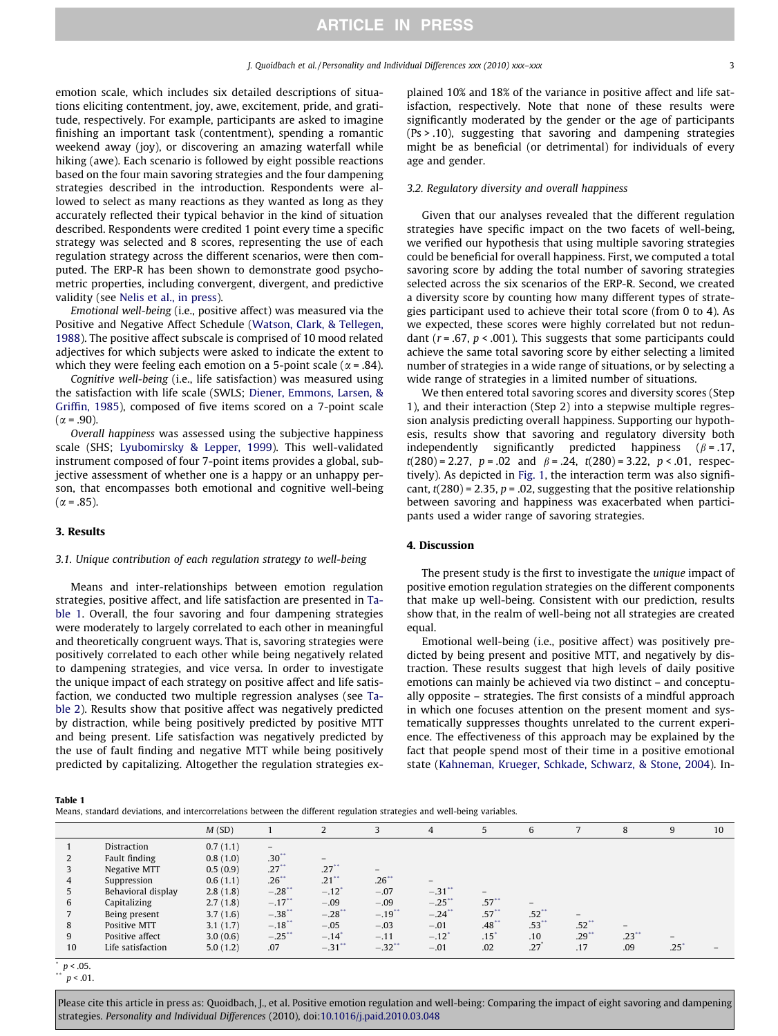emotion scale, which includes six detailed descriptions of situations eliciting contentment, joy, awe, excitement, pride, and gratitude, respectively. For example, participants are asked to imagine finishing an important task (contentment), spending a romantic weekend away (joy), or discovering an amazing waterfall while hiking (awe). Each scenario is followed by eight possible reactions based on the four main savoring strategies and the four dampening strategies described in the introduction. Respondents were allowed to select as many reactions as they wanted as long as they accurately reflected their typical behavior in the kind of situation described. Respondents were credited 1 point every time a specific strategy was selected and 8 scores, representing the use of each regulation strategy across the different scenarios, were then computed. The ERP-R has been shown to demonstrate good psychometric properties, including convergent, divergent, and predictive validity (see Nelis et al., in press).

*Emotional well-being* (i.e., positive affect) was measured via the Positive and Negative Affect Schedule (Watson, Clark, & Tellegen, 1988). The positive affect subscale is comprised of 10 mood related adjectives for which subjects were asked to indicate the extent to which they were feeling each emotion on a 5-point scale ($\alpha = .84$).

*Cognitive well-being* (i.e., life satisfaction) was measured using the satisfaction with life scale (SWLS; Diener, Emmons, Larsen, & Griffin, 1985), composed of five items scored on a 7-point scale ($\alpha = .90$).

*Overall happiness* was assessed using the subjective happiness scale (SHS; Lyubomirsky & Lepper, 1999). This well-validated instrument composed of four 7-point items provides a global, subjective assessment of whether one is a happy or an unhappy person, that encompasses both emotional and cognitive well-being ($\alpha = .85$).

## 3. Results

### 3.1. Unique contribution of each regulation strategy to well-being

Means and inter-relationships between emotion regulation strategies, positive affect, and life satisfaction are presented in Table 1. Overall, the four savoring and four dampening strategies were moderately to largely correlated to each other in meaningful and theoretically congruent ways. That is, savoring strategies were positively correlated to each other while being negatively related to dampening strategies, and vice versa. In order to investigate the unique impact of each strategy on positive affect and life satisfaction, we conducted two multiple regression analyses (see Table 2). Results show that positive affect was negatively predicted by distraction, while being positively predicted by positive MTT and being present. Life satisfaction was negatively predicted by the use of fault finding and negative MTT while being positively predicted by capitalizing. Altogether the regulation strategies explained 10% and 18% of the variance in positive affect and life satisfaction, respectively. Note that none of these results were significantly moderated by the gender or the age of participants ($Ps > .10$), suggesting that savoring and dampening strategies might be as beneficial (or detrimental) for individuals of every age and gender.

### 3.2. Regulatory diversity and overall happiness

Given that our analyses revealed that the different regulation strategies have specific impact on the two facets of well-being, we verified our hypothesis that using multiple savoring strategies could be beneficial for overall happiness. First, we computed a total savoring score by adding the total number of savoring strategies selected across the six scenarios of the ERP-R. Second, we created a diversity score by counting how many different types of strategies participant used to achieve their total score (from 0 to 4). As we expected, these scores were highly correlated but not redundant ($r = .67$, $p < .001$). This suggests that some participants could achieve the same total savoring score by either selecting a limited number of strategies in a wide range of situations, or by selecting a wide range of strategies in a limited number of situations.

We then entered total savoring scores and diversity scores (Step 1), and their interaction (Step 2) into a stepwise multiple regression analysis predicting overall happiness. Supporting our hypothesis, results show that savoring and regulatory diversity both independently significantly predicted happiness ($\beta = .17$, $t(280) = 2.27$, $p = .02$ and $\beta = .24$, $t(280) = 3.22$, $p < .01$, respectively). As depicted in Fig. 1, the interaction term was also significant, $t(280) = 2.35$, $p = .02$, suggesting that the positive relationship between savoring and happiness was exacerbated when participants used a wider range of savoring strategies.

## 4. Discussion

The present study is the first to investigate the *unique* impact of positive emotion regulation strategies on the different components that make up well-being. Consistent with our prediction, results show that, in the realm of well-being not all strategies are created equal.

Emotional well-being (i.e., positive affect) was positively predicted by being present and positive MTT, and negatively by distraction. These results suggest that high levels of daily positive emotions can mainly be achieved via two distinct – and conceptually opposite – strategies. The first consists of a mindful approach in which one focuses attention on the present moment and systematically suppresses thoughts unrelated to the current experience. The effectiveness of this approach may be explained by the fact that people spend most of their time in a positive emotional state (Kahneman, Krueger, Schkade, Schwarz, & Stone, 2004). In-

**Table 1**
Means, standard deviations, and intercorrelations between the different regulation strategies and well-being variables.

| | | M (SD) | 1 | 2 | 3 | 4 | 5 | 6 | 7 | 8 | 9 | 10 |
|---|---|---|---|---|---|---|---|---|---|---|---|---|
| 1 | Distraction | 0.7 (1.1) | – | | | | | | | | | |
| 2 | Fault finding | 0.8 (1.0) | .30** | – | | | | | | | | |
| 3 | Negative MTT | 0.5 (0.9) | .27** | .27** | – | | | | | | | |
| 4 | Suppression | 0.6 (1.1) | .26** | .21** | .26** | – | | | | | | |
| 5 | Behavioral display | 2.8 (1.8) | −.28** | −.12* | −.07 | −.31** | – | | | | | |
| 6 | Capitalizing | 2.7 (1.8) | −.17** | −.09 | −.09 | −.25** | .57** | – | | | | |
| 7 | Being present | 3.7 (1.6) | −.38** | −.28** | −.19** | −.24** | .57** | .52** | – | | | |
| 8 | Positive MTT | 3.1 (1.7) | −.18** | −.05 | −.03 | −.01 | .48** | .53** | .52** | – | | |
| 9 | Positive affect | 3.0 (0.6) | −.25** | −.14* | −.11 | −.12* | .15* | .10 | .29** | .23** | – | |
| 10 | Life satisfaction | 5.0 (1.2) | .07 | −.31** | −.32** | −.01 | .02 | .27* | .17 | .09 | .25* | – |

* $p < .05$.
** $p < .01$.

Please cite this article in press as: Quoidbach, J., et al. Positive emotion regulation and well-being: Comparing the impact of eight savoring and dampening strategies. *Personality and Individual Differences* (2010), doi:10.1016/j.paid.2010.03.048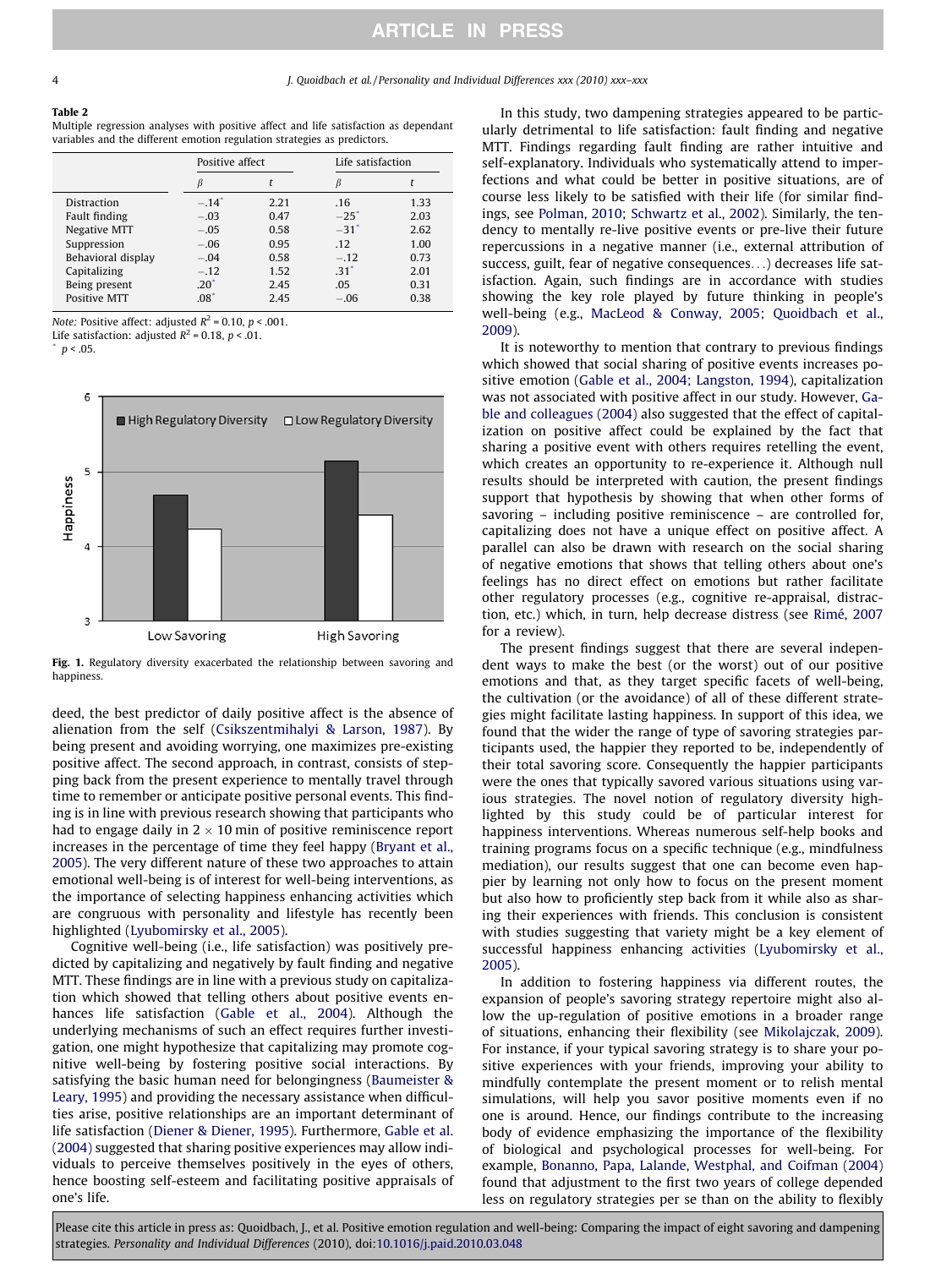**Table 2**
Multiple regression analyses with positive affect and life satisfaction as dependant variables and the different emotion regulation strategies as predictors.

| | Positive affect | | Life satisfaction | |
|---|---|---|---|---|
| | $\beta$ | $t$ | $\beta$ | $t$ |
| Distraction | −.14* | 2.21 | .16 | 1.33 |
| Fault finding | −.03 | 0.47 | −25* | 2.03 |
| Negative MTT | −.05 | 0.58 | −31* | 2.62 |
| Suppression | −.06 | 0.95 | .12 | 1.00 |
| Behavioral display | −.04 | 0.58 | −.12 | 0.73 |
| Capitalizing | −.12 | 1.52 | .31* | 2.01 |
| Being present | .20* | 2.45 | .05 | 0.31 |
| Positive MTT | .08* | 2.45 | −.06 | 0.38 |

*Note:* Positive affect: adjusted $R^2 = 0.10$, $p < .001$.
Life satisfaction: adjusted $R^2 = 0.18$, $p < .01$.
* $p < .05$.

**Fig. 1.** Regulatory diversity exacerbated the relationship between savoring and happiness.

deed, the best predictor of daily positive affect is the absence of alienation from the self (Csikszentmihalyi & Larson, 1987). By being present and avoiding worrying, one maximizes pre-existing positive affect. The second approach, in contrast, consists of stepping back from the present experience to mentally travel through time to remember or anticipate positive personal events. This finding is in line with previous research showing that participants who had to engage daily in $2 \times 10$ min of positive reminiscence report increases in the percentage of time they feel happy (Bryant et al., 2005). The very different nature of these two approaches to attain emotional well-being is of interest for well-being interventions, as the importance of selecting happiness enhancing activities which are congruous with personality and lifestyle has recently been highlighted (Lyubomirsky et al., 2005).

Cognitive well-being (i.e., life satisfaction) was positively predicted by capitalizing and negatively by fault finding and negative MTT. These findings are in line with a previous study on capitalization which showed that telling others about positive events enhances life satisfaction (Gable et al., 2004). Although the underlying mechanisms of such an effect requires further investigation, one might hypothesize that capitalizing may promote cognitive well-being by fostering positive social interactions. By satisfying the basic human need for belongingness (Baumeister & Leary, 1995) and providing the necessary assistance when difficulties arise, positive relationships are an important determinant of life satisfaction (Diener & Diener, 1995). Furthermore, Gable et al. (2004) suggested that sharing positive experiences may allow individuals to perceive themselves positively in the eyes of others, hence boosting self-esteem and facilitating positive appraisals of one's life.

In this study, two dampening strategies appeared to be particularly detrimental to life satisfaction: fault finding and negative MTT. Findings regarding fault finding are rather intuitive and self-explanatory. Individuals who systematically attend to imperfections and what could be better in positive situations, are of course less likely to be satisfied with their life (for similar findings, see Polman, 2010; Schwartz et al., 2002). Similarly, the tendency to mentally re-live positive events or pre-live their future repercussions in a negative manner (i.e., external attribution of success, guilt, fear of negative consequences...) decreases life satisfaction. Again, such findings are in accordance with studies showing the key role played by future thinking in people's well-being (e.g., MacLeod & Conway, 2005; Quoidbach et al., 2009).

It is noteworthy to mention that contrary to previous findings which showed that social sharing of positive events increases positive emotion (Gable et al., 2004; Langston, 1994), capitalization was not associated with positive affect in our study. However, Gable and colleagues (2004) also suggested that the effect of capitalization on positive affect could be explained by the fact that sharing a positive event with others requires retelling the event, which creates an opportunity to re-experience it. Although null results should be interpreted with caution, the present findings support that hypothesis by showing that when other forms of savoring – including positive reminiscence – are controlled for, capitalizing does not have a unique effect on positive affect. A parallel can also be drawn with research on the social sharing of negative emotions that shows that telling others about one's feelings has no direct effect on emotions but rather facilitate other regulatory processes (e.g., cognitive re-appraisal, distraction, etc.) which, in turn, help decrease distress (see Rimé, 2007 for a review).

The present findings suggest that there are several independent ways to make the best (or the worst) out of our positive emotions and that, as they target specific facets of well-being, the cultivation (or the avoidance) of all of these different strategies might facilitate lasting happiness. In support of this idea, we found that the wider the range of type of savoring strategies participants used, the happier they reported to be, independently of their total savoring score. Consequently the happier participants were the ones that typically savored various situations using various strategies. The novel notion of regulatory diversity highlighted by this study could be of particular interest for happiness interventions. Whereas numerous self-help books and training programs focus on a specific technique (e.g., mindfulness mediation), our results suggest that one can become even happier by learning not only how to focus on the present moment but also how to proficiently step back from it while also sharing their experiences with friends. This conclusion is consistent with studies suggesting that variety might be a key element of successful happiness enhancing activities (Lyubomirsky et al., 2005).

In addition to fostering happiness via different routes, the expansion of people's savoring strategy repertoire might also allow the up-regulation of positive emotions in a broader range of situations, enhancing their flexibility (see Mikolajczak, 2009). For instance, if your typical savoring strategy is to share your positive experiences with your friends, improving your ability to mindfully contemplate the present moment or to relish mental simulations, will help you savor positive moments even if no one is around. Hence, our findings contribute to the increasing body of evidence emphasizing the importance of the flexibility of biological and psychological processes for well-being. For example, Bonanno, Papa, Lalande, Westphal, and Coifman (2004) found that adjustment to the first two years of college depended less on regulatory strategies per se than on the ability to flexibly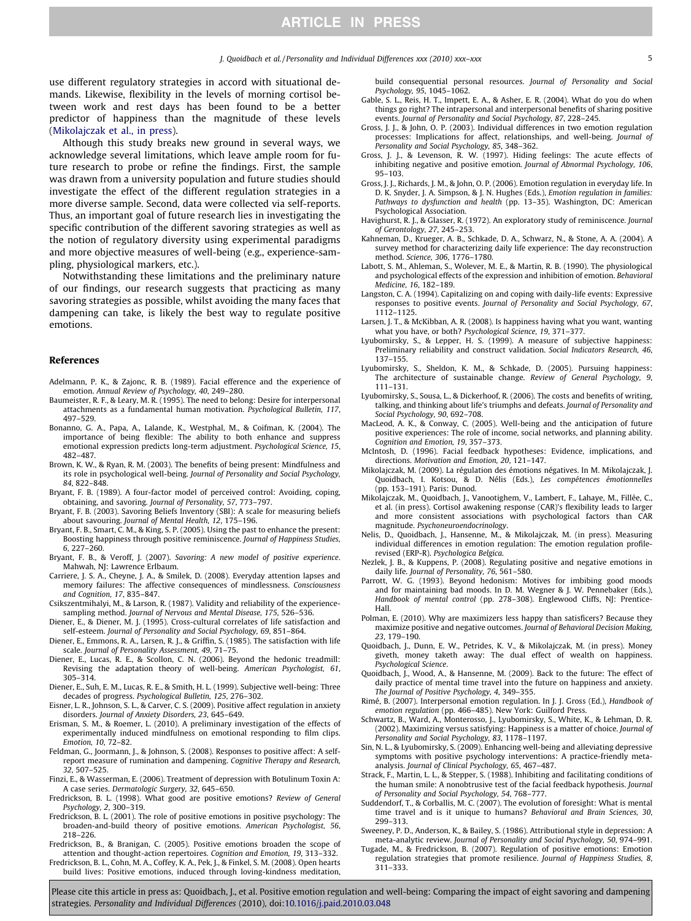use different regulatory strategies in accord with situational demands. Likewise, flexibility in the levels of morning cortisol between work and rest days has been found to be a better predictor of happiness than the magnitude of these levels (Mikolajczak et al., in press).

Although this study breaks new ground in several ways, we acknowledge several limitations, which leave ample room for future research to probe or refine the findings. First, the sample was drawn from a university population and future studies should investigate the effect of the different regulation strategies in a more diverse sample. Second, data were collected via self-reports. Thus, an important goal of future research lies in investigating the specific contribution of the different savoring strategies as well as the notion of regulatory diversity using experimental paradigms and more objective measures of well-being (e.g., experience-sampling, physiological markers, etc.).

Notwithstanding these limitations and the preliminary nature of our findings, our research suggests that practicing as many savoring strategies as possible, whilst avoiding the many faces that dampening can take, is likely the best way to regulate positive emotions.

## References

Adelmann, P. K., & Zajonc, R. B. (1989). Facial efference and the experience of emotion. *Annual Review of Psychology, 40*, 249–280.

Baumeister, R. F., & Leary, M. R. (1995). The need to belong: Desire for interpersonal attachments as a fundamental human motivation. *Psychological Bulletin, 117*, 497–529.

Bonanno, G. A., Papa, A., Lalande, K., Westphal, M., & Coifman, K. (2004). The importance of being flexible: The ability to both enhance and suppress emotional expression predicts long-term adjustment. *Psychological Science, 15*, 482–487.

Brown, K. W., & Ryan, R. M. (2003). The benefits of being present: Mindfulness and its role in psychological well-being. *Journal of Personality and Social Psychology, 84*, 822–848.

Bryant, F. B. (1989). A four-factor model of perceived control: Avoiding, coping, obtaining, and savoring. *Journal of Personality, 57*, 773–797.

Bryant, F. B. (2003). Savoring Beliefs Inventory (SBI): A scale for measuring beliefs about savouring. *Journal of Mental Health, 12*, 175–196.

Bryant, F. B., Smart, C. M., & King, S. P. (2005). Using the past to enhance the present: Boosting happiness through positive reminiscence. *Journal of Happiness Studies, 6*, 227–260.

Bryant, F. B., & Veroff, J. (2007). *Savoring: A new model of positive experience*. Mahwah, NJ: Lawrence Erlbaum.

Carriere, J. S. A., Cheyne, J. A., & Smilek, D. (2008). Everyday attention lapses and memory failures: The affective consequences of mindlessness. *Consciousness and Cognition, 17*, 835–847.

Csikszentmihalyi, M., & Larson, R. (1987). Validity and reliability of the experience-sampling method. *Journal of Nervous and Mental Disease, 175*, 526–536.

Diener, E., & Diener, M. J. (1995). Cross-cultural correlates of life satisfaction and self-esteem. *Journal of Personality and Social Psychology, 69*, 851–864.

Diener, E., Emmons, R. A., Larsen, R. J., & Griffin, S. (1985). The satisfaction with life scale. *Journal of Personality Assessment, 49*, 71–75.

Diener, E., Lucas, R. E., & Scollon, C. N. (2006). Beyond the hedonic treadmill: Revising the adaptation theory of well-being. *American Psychologist, 61*, 305–314.

Diener, E., Suh, E. M., Lucas, R. E., & Smith, H. L. (1999). Subjective well-being: Three decades of progress. *Psychological Bulletin, 125*, 276–302.

Eisner, L. R., Johnson, S. L., & Carver, C. S. (2009). Positive affect regulation in anxiety disorders. *Journal of Anxiety Disorders, 23*, 645–649.

Erisman, S. M., & Roemer, L. (2010). A preliminary investigation of the effects of experimentally induced mindfulness on emotional responding to film clips. *Emotion, 10*, 72–82.

Feldman, G., Joormann, J., & Johnson, S. (2008). Responses to positive affect: A self-report measure of rumination and dampening. *Cognitive Therapy and Research, 32*, 507–525.

Finzi, E., & Wasserman, E. (2006). Treatment of depression with Botulinum Toxin A: A case series. *Dermatologic Surgery, 32*, 645–650.

Fredrickson, B. L. (1998). What good are positive emotions? *Review of General Psychology, 2*, 300–319.

Fredrickson, B. L. (2001). The role of positive emotions in positive psychology: The broaden-and-build theory of positive emotions. *American Psychologist, 56*, 218–226.

Fredrickson, B., & Branigan, C. (2005). Positive emotions broaden the scope of attention and thought-action repertoires. *Cognition and Emotion, 19*, 313–332.

Fredrickson, B. L., Cohn, M. A., Coffey, K. A., Pek, J., & Finkel, S. M. (2008). Open hearts build lives: Positive emotions, induced through loving-kindness meditation, build consequential personal resources. *Journal of Personality and Social Psychology, 95*, 1045–1062.

Gable, S. L., Reis, H. T., Impett, E. A., & Asher, E. R. (2004). What do you do when things go right? The intrapersonal and interpersonal benefits of sharing positive events. *Journal of Personality and Social Psychology, 87*, 228–245.

Gross, J. J., & John, O. P. (2003). Individual differences in two emotion regulation processes: Implications for affect, relationships, and well-being. *Journal of Personality and Social Psychology, 85*, 348–362.

Gross, J. J., & Levenson, R. W. (1997). Hiding feelings: The acute effects of inhibiting negative and positive emotion. *Journal of Abnormal Psychology, 106*, 95–103.

Gross, J. J., Richards, J. M., & John, O. P. (2006). Emotion regulation in everyday life. In D. K. Snyder, J. A. Simpson, & J. N. Hughes (Eds.), *Emotion regulation in families: Pathways to dysfunction and health* (pp. 13–35). Washington, DC: American Psychological Association.

Havighurst, R. J., & Glasser, R. (1972). An exploratory study of reminiscence. *Journal of Gerontology, 27*, 245–253.

Kahneman, D., Krueger, A. B., Schkade, D. A., Schwarz, N., & Stone, A. A. (2004). A survey method for characterizing daily life experience: The day reconstruction method. *Science, 306*, 1776–1780.

Labott, S. M., Ahleman, S., Wolever, M. E., & Martin, R. B. (1990). The physiological and psychological effects of the expression and inhibition of emotion. *Behavioral Medicine, 16*, 182–189.

Langston, C. A. (1994). Capitalizing on and coping with daily-life events: Expressive responses to positive events. *Journal of Personality and Social Psychology, 67*, 1112–1125.

Larsen, J. T., & McKibban, A. R. (2008). Is happiness having what you want, wanting what you have, or both? *Psychological Science, 19*, 371–377.

Lyubomirsky, S., & Lepper, H. S. (1999). A measure of subjective happiness: Preliminary reliability and construct validation. *Social Indicators Research, 46*, 137–155.

Lyubomirsky, S., Sheldon, K. M., & Schkade, D. (2005). Pursuing happiness: The architecture of sustainable change. *Review of General Psychology, 9*, 111–131.

Lyubomirsky, S., Sousa, L., & Dickerhoof, R. (2006). The costs and benefits of writing, talking, and thinking about life's triumphs and defeats. *Journal of Personality and Social Psychology, 90*, 692–708.

MacLeod, A. K., & Conway, C. (2005). Well-being and the anticipation of future positive experiences: The role of income, social networks, and planning ability. *Cognition and Emotion, 19*, 357–373.

McIntosh, D. (1996). Facial feedback hypotheses: Evidence, implications, and directions. *Motivation and Emotion, 20*, 121–147.

Mikolajczak, M. (2009). La régulation des émotions négatives. In M. Mikolajczak, J. Quoidbach, I. Kotsou, & D. Nélis (Eds.), *Les compétences émotionnelles* (pp. 153–191). Paris: Dunod.

Mikolajczak, M., Quoidbach, J., Vanootighem, V., Lambert, F., Lahaye, M., Fillée, C., et al. (in press). Cortisol awakening response (CAR)'s flexibility leads to larger and more consistent associations with psychological factors than CAR magnitude. *Psychoneuroendocrinology*.

Nelis, D., Quoidbach, J., Hansenne, M., & Mikolajczak, M. (in press). Measuring individual differences in emotion regulation: The emotion regulation profile-revised (ERP-R). *Psychologica Belgica*.

Nezlek, J. B., & Kuppens, P. (2008). Regulating positive and negative emotions in daily life. *Journal of Personality, 76*, 561–580.

Parrott, W. G. (1993). Beyond hedonism: Motives for imbibing good moods and for maintaining bad moods. In D. M. Wegner & J. W. Pennebaker (Eds.), *Handbook of mental control* (pp. 278–308). Englewood Cliffs, NJ: Prentice-Hall.

Polman, E. (2010). Why are maximizers less happy than satisficers? Because they maximize positive and negative outcomes. *Journal of Behavioral Decision Making, 23*, 179–190.

Quoidbach, J., Dunn, E. W., Petrides, K. V., & Mikolajczak, M. (in press). Money giveth, money taketh away: The dual effect of wealth on happiness. *Psychological Science*.

Quoidbach, J., Wood, A., & Hansenne, M. (2009). Back to the future: The effect of daily practice of mental time travel into the future on happiness and anxiety. *The Journal of Positive Psychology, 4*, 349–355.

Rimé, B. (2007). Interpersonal emotion regulation. In J. J. Gross (Ed.), *Handbook of emotion regulation* (pp. 466–485). New York: Guilford Press.

Schwartz, B., Ward, A., Monterosso, J., Lyubomirsky, S., White, K., & Lehman, D. R. (2002). Maximizing versus satisfying: Happiness is a matter of choice. *Journal of Personality and Social Psychology, 83*, 1178–1197.

Sin, N. L., & Lyubomirsky, S. (2009). Enhancing well-being and alleviating depressive symptoms with positive psychology interventions: A practice-friendly meta-analysis. *Journal of Clinical Psychology, 65*, 467–487.

Strack, F., Martin, L. L., & Stepper, S. (1988). Inhibiting and facilitating conditions of the human smile: A nonobtrusive test of the facial feedback hypothesis. *Journal of Personality and Social Psychology, 54*, 768–777.

Suddendorf, T., & Corballis, M. C. (2007). The evolution of foresight: What is mental time travel and is it unique to humans? *Behavioral and Brain Sciences, 30*, 299–313.

Sweeney, P. D., Anderson, K., & Bailey, S. (1986). Attributional style in depression: A meta-analytic review. *Journal of Personality and Social Psychology, 50*, 974–991.

Tugade, M., & Fredrickson, B. (2007). Regulation of positive emotions: Emotion regulation strategies that promote resilience. *Journal of Happiness Studies, 8*, 311–333.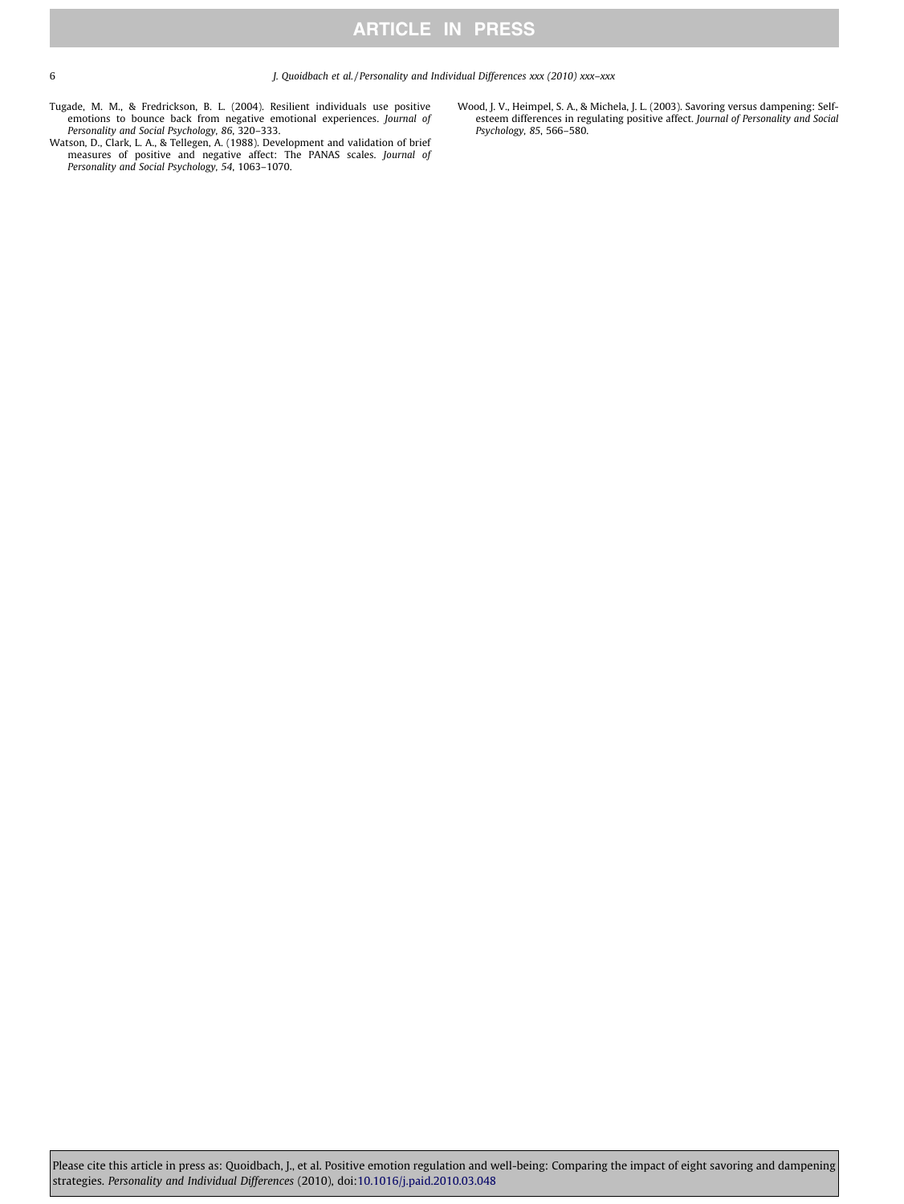Tugade, M. M., & Fredrickson, B. L. (2004). Resilient individuals use positive emotions to bounce back from negative emotional experiences. *Journal of Personality and Social Psychology, 86*, 320–333.

Watson, D., Clark, L. A., & Tellegen, A. (1988). Development and validation of brief measures of positive and negative affect: The PANAS scales. *Journal of Personality and Social Psychology, 54*, 1063–1070.

Wood, J. V., Heimpel, S. A., & Michela, J. L. (2003). Savoring versus dampening: Self-esteem differences in regulating positive affect. *Journal of Personality and Social Psychology, 85*, 566–580.

Please cite this article in press as: Quoidbach, J., et al. Positive emotion regulation and well-being: Comparing the impact of eight savoring and dampening strategies. *Personality and Individual Differences* (2010), doi:10.1016/j.paid.2010.03.048